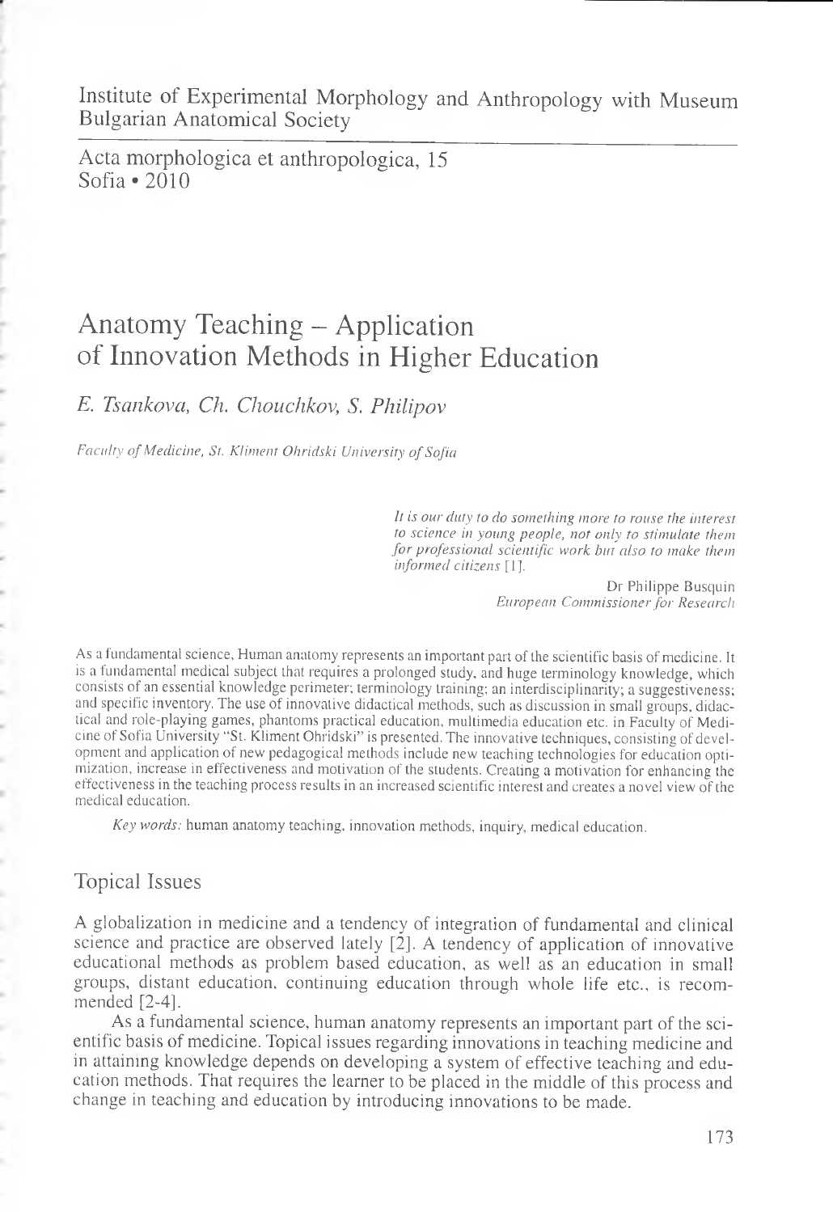Institute of Experimental Morphology and Anthropology with Museum
Bulgarian Anatomical Society

Acta morphologica et anthropologica, 15
Sofia • 2010

# Anatomy Teaching – Application of Innovation Methods in Higher Education

*E. Tsankova, Ch. Chouchkov, S. Philipov*

*Faculty of Medicine, St. Kliment Ohridski University of Sofia*

> *It is our duty to do something more to rouse the interest to science in young people, not only to stimulate them for professional scientific work but also to make them informed citizens* [1].
>
> Dr Philippe Busquin
> *European Commissioner for Research*

As a fundamental science, Human anatomy represents an important part of the scientific basis of medicine. It is a fundamental medical subject that requires a prolonged study, and huge terminology knowledge, which consists of an essential knowledge perimeter; terminology training; an interdisciplinarity; a suggestiveness; and specific inventory. The use of innovative didactical methods, such as discussion in small groups, didactical and role-playing games, phantoms practical education, multimedia education etc. in Faculty of Medicine of Sofia University "St. Kliment Ohridski" is presented. The innovative techniques, consisting of development and application of new pedagogical methods include new teaching technologies for education optimization, increase in effectiveness and motivation of the students. Creating a motivation for enhancing the effectiveness in the teaching process results in an increased scientific interest and creates a novel view of the medical education.

*Key words:* human anatomy teaching, innovation methods, inquiry, medical education.

## Topical Issues

A globalization in medicine and a tendency of integration of fundamental and clinical science and practice are observed lately [2]. A tendency of application of innovative educational methods as problem based education, as well as an education in small groups, distant education, continuing education through whole life etc., is recommended [2-4].

As a fundamental science, human anatomy represents an important part of the scientific basis of medicine. Topical issues regarding innovations in teaching medicine and in attaining knowledge depends on developing a system of effective teaching and education methods. That requires the learner to be placed in the middle of this process and change in teaching and education by introducing innovations to be made.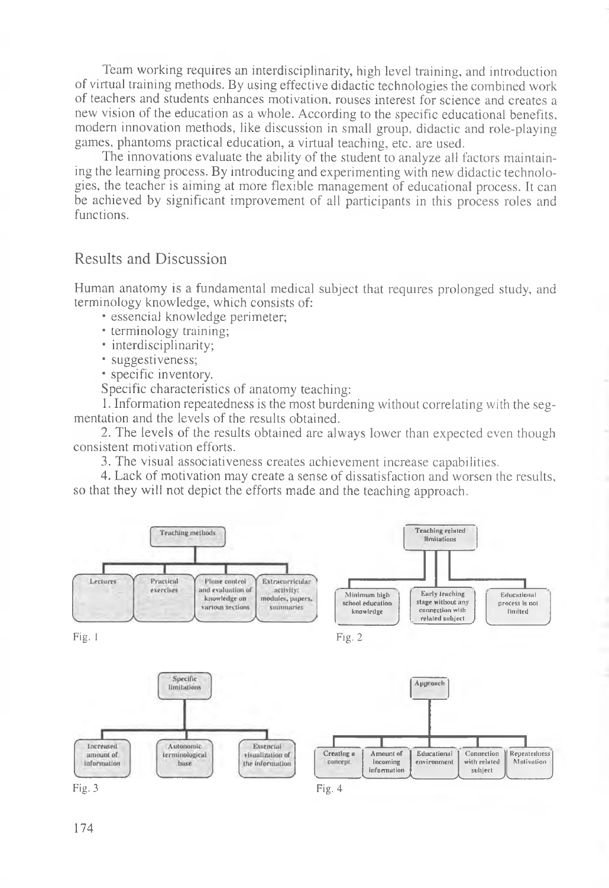Team working requires an interdisciplinarity, high level training, and introduction of virtual training methods. By using effective didactic technologies the combined work of teachers and students enhances motivation, rouses interest for science and creates a new vision of the education as a whole. According to the specific educational benefits, modern innovation methods, like discussion in small group, didactic and role-playing games, phantoms practical education, a virtual teaching, etc. are used.

The innovations evaluate the ability of the student to analyze all factors maintaining the learning process. By introducing and experimenting with new didactic technologies, the teacher is aiming at more flexible management of educational process. It can be achieved by significant improvement of all participants in this process roles and functions.

## Results and Discussion

Human anatomy is a fundamental medical subject that requires prolonged study, and terminology knowledge, which consists of:

- essencial knowledge perimeter;
- terminology training;
- interdisciplinarity;
- suggestiveness;
- specific inventory.

Specific characteristics of anatomy teaching:

1. Information repeatedness is the most burdening without correlating with the segmentation and the levels of the results obtained.
2. The levels of the results obtained are always lower than expected even though consistent motivation efforts.
3. The visual associativeness creates achievement increase capabilities.
4. Lack of motivation may create a sense of dissatisfaction and worsen the results, so that they will not depict the efforts made and the teaching approach.

**Teaching methods**
- Lectures
- Practical exercises
- Phase control and evaluation of knowledge on various sections
- Extracurricular activity: modules, papers, summaries

Fig. 1

**Teaching related limitations**
- Minimum high school education knowledge
- Early teaching stage without any connection with related subject
- Educational process is not limited

Fig. 2

**Specific limitations**
- Increased amount of information
- Autonomic terminological base
- Essencial visualization of the information

Fig. 3

**Approach**
- Creating a concept
- Amount of incoming information
- Educational environment
- Connection with related subject
- Repeatedness Motivation

Fig. 4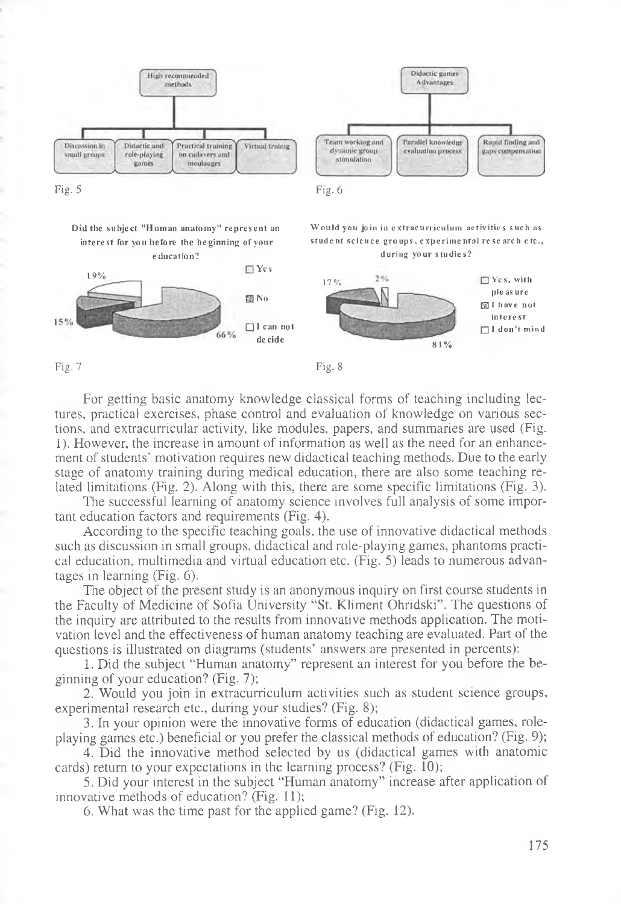High recommended methods

- Discussion in small groups
- Didactic and role-playing games
- Practical training on cadavers and moulauges
- Virtual trainig

Fig. 5

Didactic games Advantages

- Team working and dynamic group stimulation
- Parallel knowledge evaluation process
- Rapid finding and gaps compensation

Fig. 6

Did the subject "Human anatomy" represent an interest for you before the beginning of your education?

- Yes
- No
- I can not decide

19%, 15%, 66%

Fig. 7

Would you join in extracurriculum activities such as student science groups, experimental research etc., during your studies?

- Yes, with pleasure
- I have not interest
- I don't mind

17%, 2%, 81%

Fig. 8

For getting basic anatomy knowledge classical forms of teaching including lectures, practical exercises, phase control and evaluation of knowledge on various sections, and extracurricular activity, like modules, papers, and summaries are used (Fig. 1). However, the increase in amount of information as well as the need for an enhancement of students' motivation requires new didactical teaching methods. Due to the early stage of anatomy training during medical education, there are also some teaching related limitations (Fig. 2). Along with this, there are some specific limitations (Fig. 3).

The successful learning of anatomy science involves full analysis of some important education factors and requirements (Fig. 4).

According to the specific teaching goals, the use of innovative didactical methods such as discussion in small groups, didactical and role-playing games, phantoms practical education, multimedia and virtual education etc. (Fig. 5) leads to numerous advantages in learning (Fig. 6).

The object of the present study is an anonymous inquiry on first course students in the Faculty of Medicine of Sofia University "St. Kliment Ohridski". The questions of the inquiry are attributed to the results from innovative methods application. The motivation level and the effectiveness of human anatomy teaching are evaluated. Part of the questions is illustrated on diagrams (students' answers are presented in percents):

1. Did the subject "Human anatomy" represent an interest for you before the beginning of your education? (Fig. 7);
2. Would you join in extracurriculum activities such as student science groups, experimental research etc., during your studies? (Fig. 8);
3. In your opinion were the innovative forms of education (didactical games, role-playing games etc.) beneficial or you prefer the classical methods of education? (Fig. 9);
4. Did the innovative method selected by us (didactical games with anatomic cards) return to your expectations in the learning process? (Fig. 10);
5. Did your interest in the subject "Human anatomy" increase after application of innovative methods of education? (Fig. 11);
6. What was the time past for the applied game? (Fig. 12).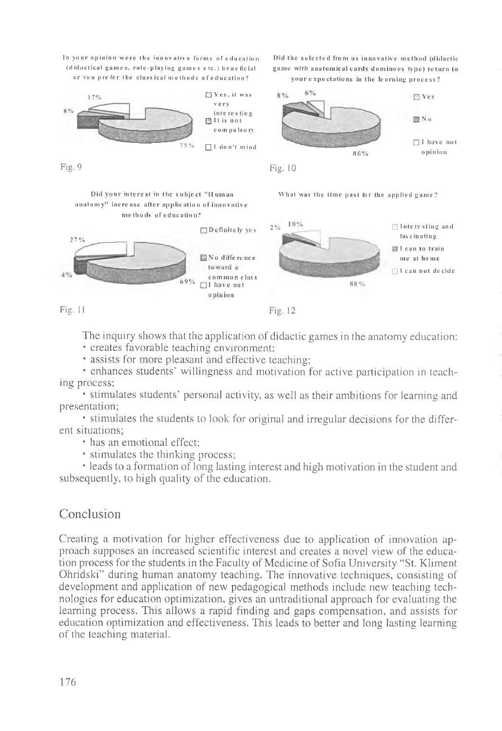In your opinion were the innovative forms of education (didactical games, role-playing games etc.) beneficial or you prefer the classical methods of education?

- Yes, it was very interesting
- It is not compulsory
- I don't mind

75% / 8% / 17%

Fig. 9

Did the selected from us innovative method (didactic game with anatomical cards dominoes type) return to your expectations in the learning process?

- Yes
- No
- I have not opinion

86% / 8% / 6%

Fig. 10

Did your interest in the subject "Human anatomy" increase after application of innovative methods of education?

- Definitely yes
- No difference toward a common class
- I have not opinion

69% / 4% / 27%

Fig. 11

What was the time past for the applied game?

- Interesting and fascinating
- I can to train me at home
- I can not decide

88% / 2% / 10%

Fig. 12

The inquiry shows that the application of didactic games in the anatomy education:

- creates favorable teaching environment;
- assists for more pleasant and effective teaching;
- enhances students' willingness and motivation for active participation in teaching process;
- stimulates students' personal activity, as well as their ambitions for learning and presentation;
- stimulates the students to look for original and irregular decisions for the different situations;
- has an emotional effect;
- stimulates the thinking process;
- leads to a formation of long lasting interest and high motivation in the student and subsequently, to high quality of the education.

## Conclusion

Creating a motivation for higher effectiveness due to application of innovation approach supposes an increased scientific interest and creates a novel view of the education process for the students in the Faculty of Medicine of Sofia University "St. Kliment Ohridski" during human anatomy teaching. The innovative techniques, consisting of development and application of new pedagogical methods include new teaching technologies for education optimization, gives an untraditional approach for evaluating the learning process. This allows a rapid finding and gaps compensation, and assists for education optimization and effectiveness. This leads to better and long lasting learning of the teaching material.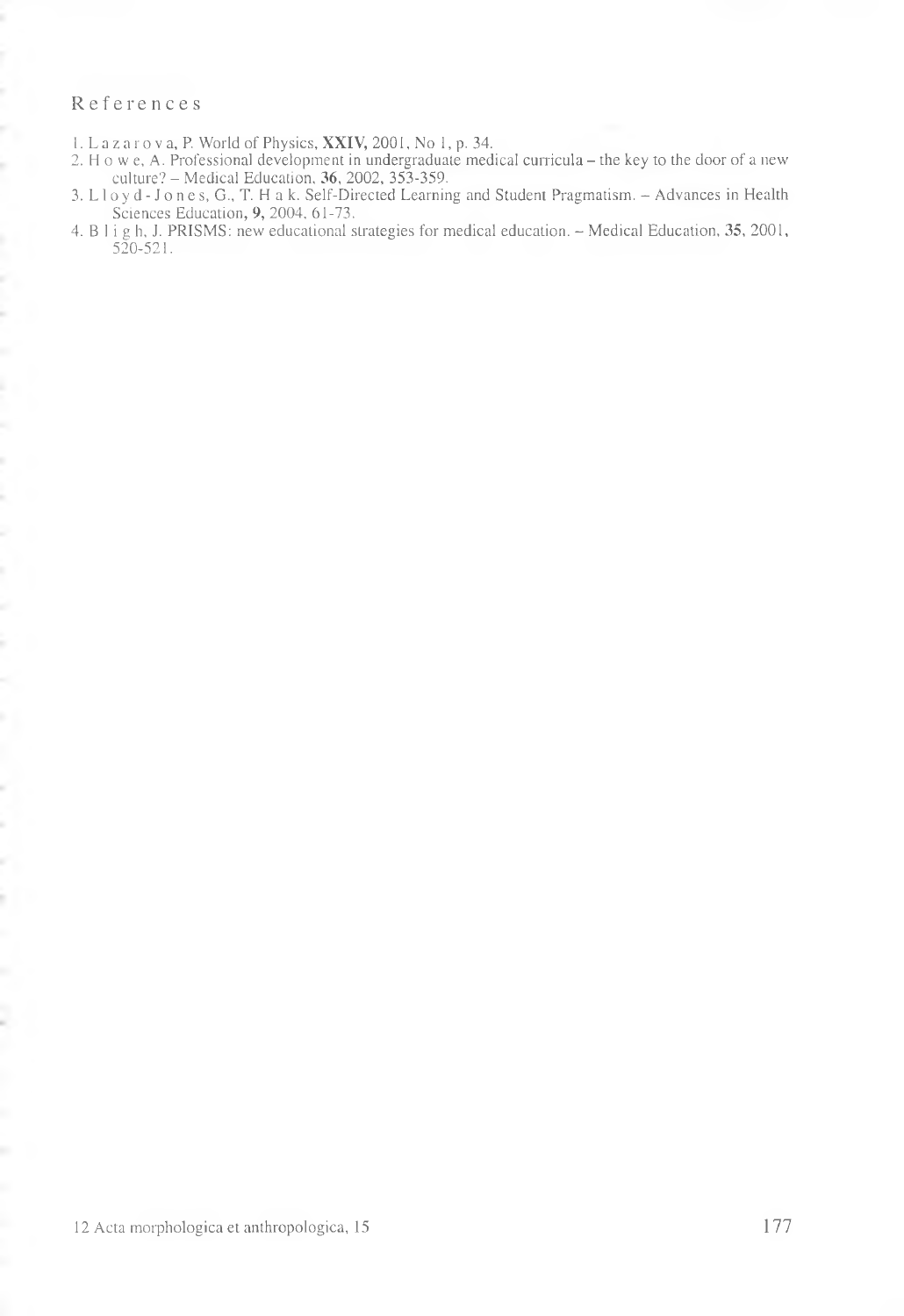## References

1. Lazarova, P. World of Physics, **XXIV**, 2001, No 1, p. 34.
2. Howe, A. Professional development in undergraduate medical curricula – the key to the door of a new culture? – Medical Education, **36**, 2002, 353-359.
3. Lloyd-Jones, G., T. Hak. Self-Directed Learning and Student Pragmatism. – Advances in Health Sciences Education, **9**, 2004, 61-73.
4. Bligh, J. PRISMS: new educational strategies for medical education. – Medical Education, **35**, 2001, 520-521.